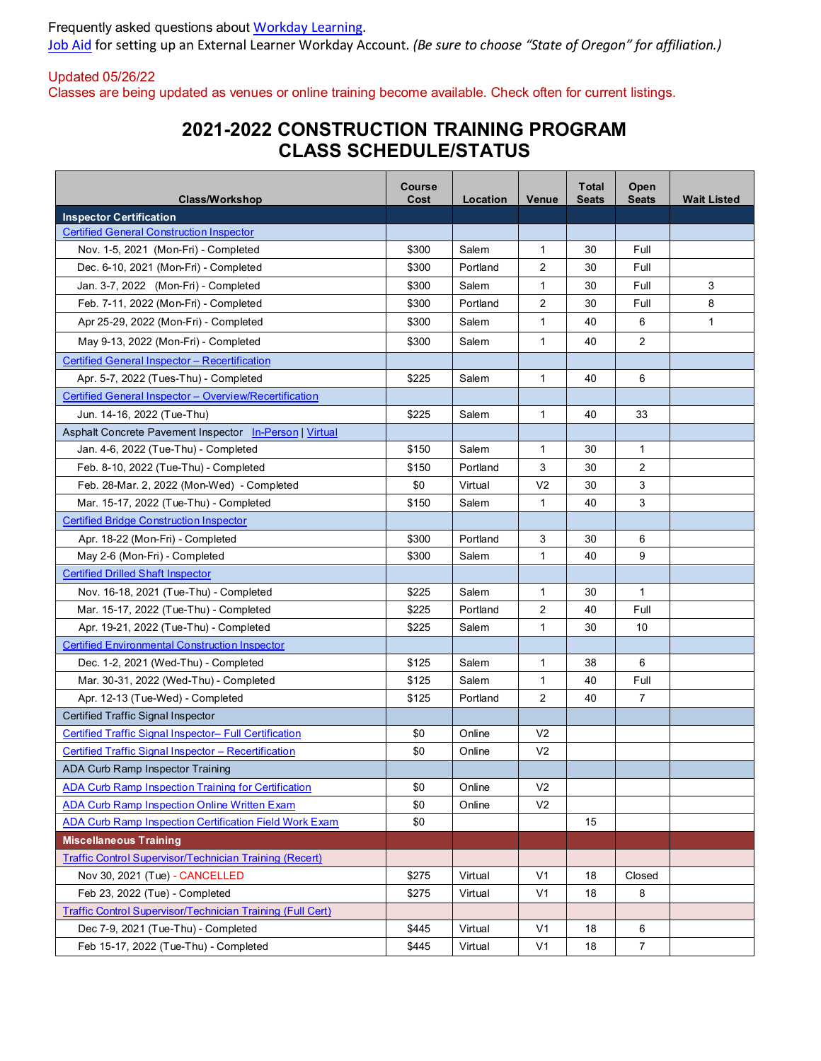Frequently asked questions about Workday Learning.
Job Aid for setting up an External Learner Workday Account. *(Be sure to choose "State of Oregon" for affiliation.)*

Updated 05/26/22
Classes are being updated as venues or online training become available. Check often for current listings.

# 2021-2022 CONSTRUCTION TRAINING PROGRAM CLASS SCHEDULE/STATUS

| Class/Workshop | Course Cost | Location | Venue | Total Seats | Open Seats | Wait Listed |
|---|---|---|---|---|---|---|
| **Inspector Certification** | | | | | | |
| Certified General Construction Inspector | | | | | | |
| Nov. 1-5, 2021 (Mon-Fri) - Completed | $300 | Salem | 1 | 30 | Full | |
| Dec. 6-10, 2021 (Mon-Fri) - Completed | $300 | Portland | 2 | 30 | Full | |
| Jan. 3-7, 2022 (Mon-Fri) - Completed | $300 | Salem | 1 | 30 | Full | 3 |
| Feb. 7-11, 2022 (Mon-Fri) - Completed | $300 | Portland | 2 | 30 | Full | 8 |
| Apr 25-29, 2022 (Mon-Fri) - Completed | $300 | Salem | 1 | 40 | 6 | 1 |
| May 9-13, 2022 (Mon-Fri) - Completed | $300 | Salem | 1 | 40 | 2 | |
| Certified General Inspector – Recertification | | | | | | |
| Apr. 5-7, 2022 (Tues-Thu) - Completed | $225 | Salem | 1 | 40 | 6 | |
| Certified General Inspector – Overview/Recertification | | | | | | |
| Jun. 14-16, 2022 (Tue-Thu) | $225 | Salem | 1 | 40 | 33 | |
| Asphalt Concrete Pavement Inspector In-Person \| Virtual | | | | | | |
| Jan. 4-6, 2022 (Tue-Thu) - Completed | $150 | Salem | 1 | 30 | 1 | |
| Feb. 8-10, 2022 (Tue-Thu) - Completed | $150 | Portland | 3 | 30 | 2 | |
| Feb. 28-Mar. 2, 2022 (Mon-Wed) - Completed | $0 | Virtual | V2 | 30 | 3 | |
| Mar. 15-17, 2022 (Tue-Thu) - Completed | $150 | Salem | 1 | 40 | 3 | |
| Certified Bridge Construction Inspector | | | | | | |
| Apr. 18-22 (Mon-Fri) - Completed | $300 | Portland | 3 | 30 | 6 | |
| May 2-6 (Mon-Fri) - Completed | $300 | Salem | 1 | 40 | 9 | |
| Certified Drilled Shaft Inspector | | | | | | |
| Nov. 16-18, 2021 (Tue-Thu) - Completed | $225 | Salem | 1 | 30 | 1 | |
| Mar. 15-17, 2022 (Tue-Thu) - Completed | $225 | Portland | 2 | 40 | Full | |
| Apr. 19-21, 2022 (Tue-Thu) - Completed | $225 | Salem | 1 | 30 | 10 | |
| Certified Environmental Construction Inspector | | | | | | |
| Dec. 1-2, 2021 (Wed-Thu) - Completed | $125 | Salem | 1 | 38 | 6 | |
| Mar. 30-31, 2022 (Wed-Thu) - Completed | $125 | Salem | 1 | 40 | Full | |
| Apr. 12-13 (Tue-Wed) - Completed | $125 | Portland | 2 | 40 | 7 | |
| Certified Traffic Signal Inspector | | | | | | |
| Certified Traffic Signal Inspector– Full Certification | $0 | Online | V2 | | | |
| Certified Traffic Signal Inspector – Recertification | $0 | Online | V2 | | | |
| ADA Curb Ramp Inspector Training | | | | | | |
| ADA Curb Ramp Inspection Training for Certification | $0 | Online | V2 | | | |
| ADA Curb Ramp Inspection Online Written Exam | $0 | Online | V2 | | | |
| ADA Curb Ramp Inspection Certification Field Work Exam | $0 | | | 15 | | |
| **Miscellaneous Training** | | | | | | |
| Traffic Control Supervisor/Technician Training (Recert) | | | | | | |
| Nov 30, 2021 (Tue) - CANCELLED | $275 | Virtual | V1 | 18 | Closed | |
| Feb 23, 2022 (Tue) - Completed | $275 | Virtual | V1 | 18 | 8 | |
| Traffic Control Supervisor/Technician Training (Full Cert) | | | | | | |
| Dec 7-9, 2021 (Tue-Thu) - Completed | $445 | Virtual | V1 | 18 | 6 | |
| Feb 15-17, 2022 (Tue-Thu) - Completed | $445 | Virtual | V1 | 18 | 7 | |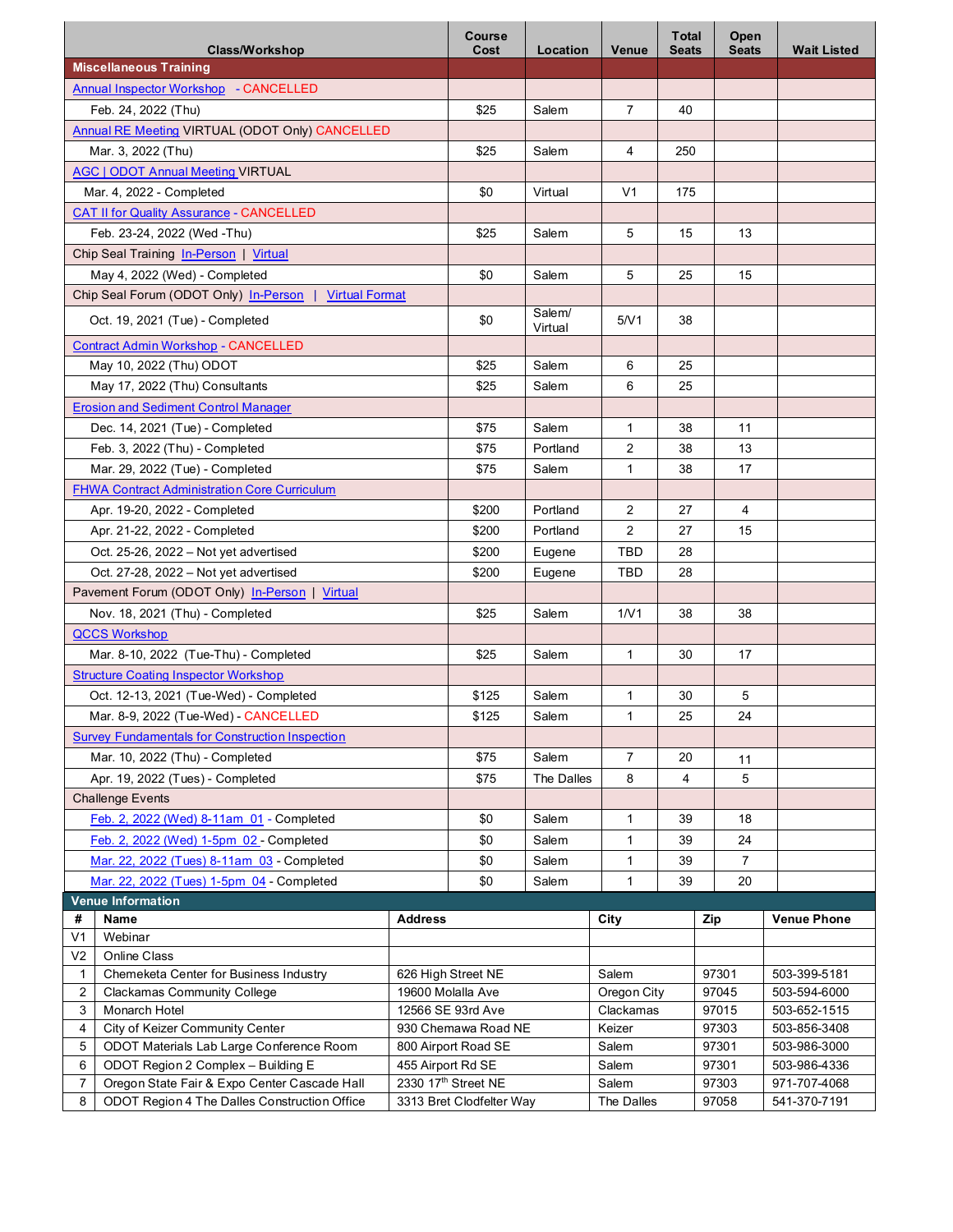| Class/Workshop | Course Cost | Location | Venue | Total Seats | Open Seats | Wait Listed |
|---|---|---|---|---|---|---|
| **Miscellaneous Training** | | | | | | |
| Annual Inspector Workshop - CANCELLED | | | | | | |
| Feb. 24, 2022 (Thu) | $25 | Salem | 7 | 40 | | |
| Annual RE Meeting VIRTUAL (ODOT Only) CANCELLED | | | | | | |
| Mar. 3, 2022 (Thu) | $25 | Salem | 4 | 250 | | |
| AGC \| ODOT Annual Meeting VIRTUAL | | | | | | |
| Mar. 4, 2022 - Completed | $0 | Virtual | V1 | 175 | | |
| CAT II for Quality Assurance - CANCELLED | | | | | | |
| Feb. 23-24, 2022 (Wed -Thu) | $25 | Salem | 5 | 15 | 13 | |
| Chip Seal Training In-Person \| Virtual | | | | | | |
| May 4, 2022 (Wed) - Completed | $0 | Salem | 5 | 25 | 15 | |
| Chip Seal Forum (ODOT Only) In-Person \| Virtual Format | | | | | | |
| Oct. 19, 2021 (Tue) - Completed | $0 | Salem/ Virtual | 5/V1 | 38 | | |
| Contract Admin Workshop - CANCELLED | | | | | | |
| May 10, 2022 (Thu) ODOT | $25 | Salem | 6 | 25 | | |
| May 17, 2022 (Thu) Consultants | $25 | Salem | 6 | 25 | | |
| Erosion and Sediment Control Manager | | | | | | |
| Dec. 14, 2021 (Tue) - Completed | $75 | Salem | 1 | 38 | 11 | |
| Feb. 3, 2022 (Thu) - Completed | $75 | Portland | 2 | 38 | 13 | |
| Mar. 29, 2022 (Tue) - Completed | $75 | Salem | 1 | 38 | 17 | |
| FHWA Contract Administration Core Curriculum | | | | | | |
| Apr. 19-20, 2022 - Completed | $200 | Portland | 2 | 27 | 4 | |
| Apr. 21-22, 2022 - Completed | $200 | Portland | 2 | 27 | 15 | |
| Oct. 25-26, 2022 – Not yet advertised | $200 | Eugene | TBD | 28 | | |
| Oct. 27-28, 2022 – Not yet advertised | $200 | Eugene | TBD | 28 | | |
| Pavement Forum (ODOT Only) In-Person \| Virtual | | | | | | |
| Nov. 18, 2021 (Thu) - Completed | $25 | Salem | 1/V1 | 38 | 38 | |
| QCCS Workshop | | | | | | |
| Mar. 8-10, 2022 (Tue-Thu) - Completed | $25 | Salem | 1 | 30 | 17 | |
| Structure Coating Inspector Workshop | | | | | | |
| Oct. 12-13, 2021 (Tue-Wed) - Completed | $125 | Salem | 1 | 30 | 5 | |
| Mar. 8-9, 2022 (Tue-Wed) - CANCELLED | $125 | Salem | 1 | 25 | 24 | |
| Survey Fundamentals for Construction Inspection | | | | | | |
| Mar. 10, 2022 (Thu) - Completed | $75 | Salem | 7 | 20 | 11 | |
| Apr. 19, 2022 (Tues) - Completed | $75 | The Dalles | 8 | 4 | 5 | |
| Challenge Events | | | | | | |
| Feb. 2, 2022 (Wed) 8-11am 01 - Completed | $0 | Salem | 1 | 39 | 18 | |
| Feb. 2, 2022 (Wed) 1-5pm 02 - Completed | $0 | Salem | 1 | 39 | 24 | |
| Mar. 22, 2022 (Tues) 8-11am 03 - Completed | $0 | Salem | 1 | 39 | 7 | |
| Mar. 22, 2022 (Tues) 1-5pm 04 - Completed | $0 | Salem | 1 | 39 | 20 | |

**Venue Information**

| # | Name | Address | City | Zip | Venue Phone |
|---|---|---|---|---|---|
| V1 | Webinar | | | | |
| V2 | Online Class | | | | |
| 1 | Chemeketa Center for Business Industry | 626 High Street NE | Salem | 97301 | 503-399-5181 |
| 2 | Clackamas Community College | 19600 Molalla Ave | Oregon City | 97045 | 503-594-6000 |
| 3 | Monarch Hotel | 12566 SE 93rd Ave | Clackamas | 97015 | 503-652-1515 |
| 4 | City of Keizer Community Center | 930 Chemawa Road NE | Keizer | 97303 | 503-856-3408 |
| 5 | ODOT Materials Lab Large Conference Room | 800 Airport Road SE | Salem | 97301 | 503-986-3000 |
| 6 | ODOT Region 2 Complex – Building E | 455 Airport Rd SE | Salem | 97301 | 503-986-4336 |
| 7 | Oregon State Fair & Expo Center Cascade Hall | 2330 17th Street NE | Salem | 97303 | 971-707-4068 |
| 8 | ODOT Region 4 The Dalles Construction Office | 3313 Bret Clodfelter Way | The Dalles | 97058 | 541-370-7191 |